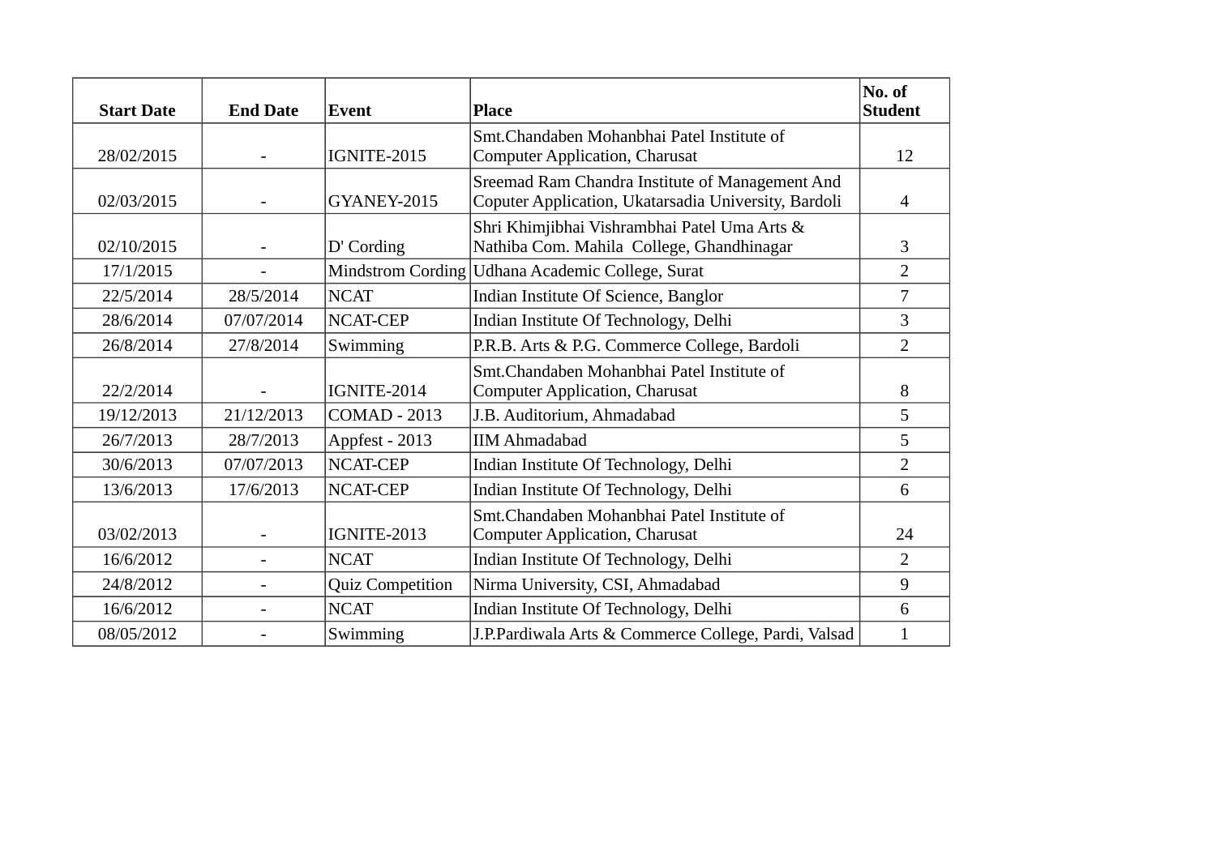| Start Date | End Date | Event | Place | No. of Student |
|---|---|---|---|---|
| 28/02/2015 | - | IGNITE-2015 | Smt.Chandaben Mohanbhai Patel Institute of Computer Application, Charusat | 12 |
| 02/03/2015 | - | GYANEY-2015 | Sreemad Ram Chandra Institute of Management And Coputer Application, Ukatarsadia University, Bardoli | 4 |
| 02/10/2015 | - | D' Cording | Shri Khimjibhai Vishrambhai Patel Uma Arts & Nathiba Com. Mahila College, Ghandhinagar | 3 |
| 17/1/2015 | - | Mindstrom Cording | Udhana Academic College, Surat | 2 |
| 22/5/2014 | 28/5/2014 | NCAT | Indian Institute Of Science, Banglor | 7 |
| 28/6/2014 | 07/07/2014 | NCAT-CEP | Indian Institute Of Technology, Delhi | 3 |
| 26/8/2014 | 27/8/2014 | Swimming | P.R.B. Arts & P.G. Commerce College, Bardoli | 2 |
| 22/2/2014 | - | IGNITE-2014 | Smt.Chandaben Mohanbhai Patel Institute of Computer Application, Charusat | 8 |
| 19/12/2013 | 21/12/2013 | COMAD - 2013 | J.B. Auditorium, Ahmadabad | 5 |
| 26/7/2013 | 28/7/2013 | Appfest - 2013 | IIM Ahmadabad | 5 |
| 30/6/2013 | 07/07/2013 | NCAT-CEP | Indian Institute Of Technology, Delhi | 2 |
| 13/6/2013 | 17/6/2013 | NCAT-CEP | Indian Institute Of Technology, Delhi | 6 |
| 03/02/2013 | - | IGNITE-2013 | Smt.Chandaben Mohanbhai Patel Institute of Computer Application, Charusat | 24 |
| 16/6/2012 | - | NCAT | Indian Institute Of Technology, Delhi | 2 |
| 24/8/2012 | - | Quiz Competition | Nirma University, CSI, Ahmadabad | 9 |
| 16/6/2012 | - | NCAT | Indian Institute Of Technology, Delhi | 6 |
| 08/05/2012 | - | Swimming | J.P.Pardiwala Arts & Commerce College, Pardi, Valsad | 1 |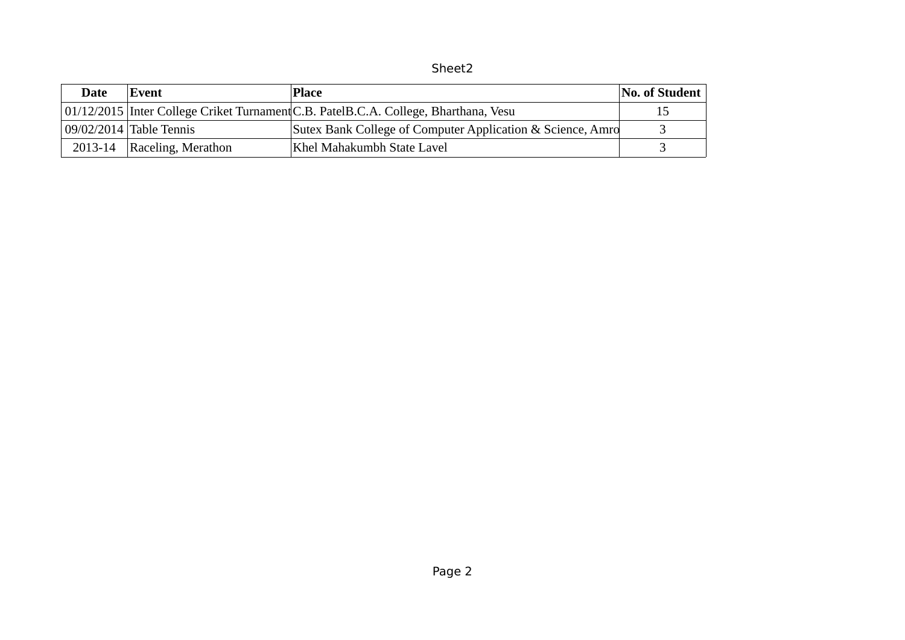| Date | Event | Place | No. of Student |
|---|---|---|---|
| 01/12/2015 | Inter College Criket Turnament | C.B. PatelB.C.A. College, Bharthana, Vesu | 15 |
| 09/02/2014 | Table Tennis | Sutex Bank College of Computer Application & Science, Amro | 3 |
| 2013-14 | Raceling, Merathon | Khel Mahakumbh State Lavel | 3 |